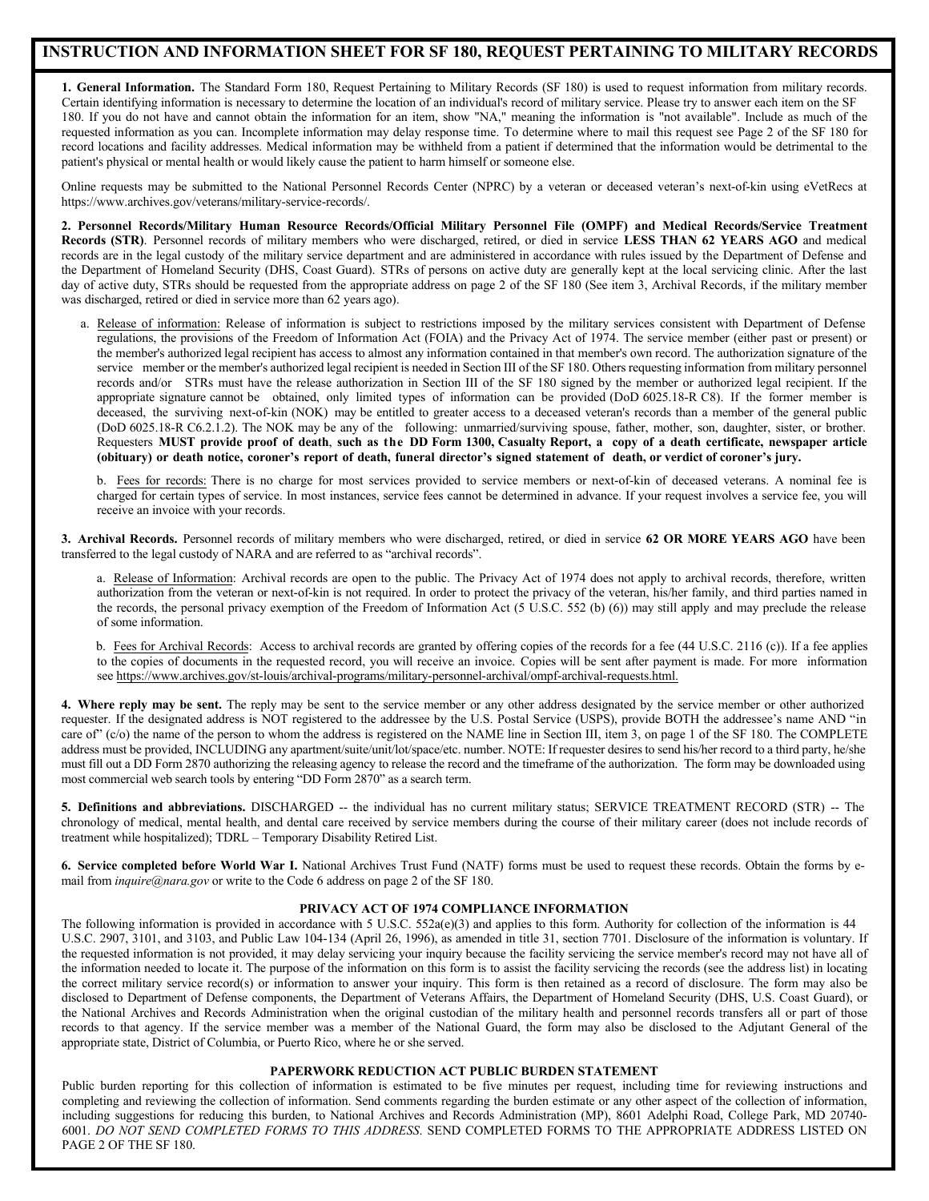# INSTRUCTION AND INFORMATION SHEET FOR SF 180, REQUEST PERTAINING TO MILITARY RECORDS

**1. General Information.** The Standard Form 180, Request Pertaining to Military Records (SF 180) is used to request information from military records. Certain identifying information is necessary to determine the location of an individual's record of military service. Please try to answer each item on the SF 180. If you do not have and cannot obtain the information for an item, show "NA," meaning the information is "not available". Include as much of the requested information as you can. Incomplete information may delay response time. To determine where to mail this request see Page 2 of the SF 180 for record locations and facility addresses. Medical information may be withheld from a patient if determined that the information would be detrimental to the patient's physical or mental health or would likely cause the patient to harm himself or someone else.

Online requests may be submitted to the National Personnel Records Center (NPRC) by a veteran or deceased veteran's next-of-kin using eVetRecs at https://www.archives.gov/veterans/military-service-records/.

**2. Personnel Records/Military Human Resource Records/Official Military Personnel File (OMPF) and Medical Records/Service Treatment Records (STR)**. Personnel records of military members who were discharged, retired, or died in service **LESS THAN 62 YEARS AGO** and medical records are in the legal custody of the military service department and are administered in accordance with rules issued by the Department of Defense and the Department of Homeland Security (DHS, Coast Guard). STRs of persons on active duty are generally kept at the local servicing clinic. After the last day of active duty, STRs should be requested from the appropriate address on page 2 of the SF 180 (See item 3, Archival Records, if the military member was discharged, retired or died in service more than 62 years ago).

a. Release of information: Release of information is subject to restrictions imposed by the military services consistent with Department of Defense regulations, the provisions of the Freedom of Information Act (FOIA) and the Privacy Act of 1974. The service member (either past or present) or the member's authorized legal recipient has access to almost any information contained in that member's own record. The authorization signature of the service member or the member's authorized legal recipient is needed in Section III of the SF 180. Others requesting information from military personnel records and/or STRs must have the release authorization in Section III of the SF 180 signed by the member or authorized legal recipient. If the appropriate signature cannot be obtained, only limited types of information can be provided (DoD 6025.18-R C8). If the former member is deceased, the surviving next-of-kin (NOK) may be entitled to greater access to a deceased veteran's records than a member of the general public (DoD 6025.18-R C6.2.1.2). The NOK may be any of the following: unmarried/surviving spouse, father, mother, son, daughter, sister, or brother. Requesters **MUST provide proof of death, such as the DD Form 1300, Casualty Report, a copy of a death certificate, newspaper article (obituary) or death notice, coroner's report of death, funeral director's signed statement of death, or verdict of coroner's jury.**

b. Fees for records: There is no charge for most services provided to service members or next-of-kin of deceased veterans. A nominal fee is charged for certain types of service. In most instances, service fees cannot be determined in advance. If your request involves a service fee, you will receive an invoice with your records.

**3. Archival Records.** Personnel records of military members who were discharged, retired, or died in service **62 OR MORE YEARS AGO** have been transferred to the legal custody of NARA and are referred to as "archival records".

a. Release of Information: Archival records are open to the public. The Privacy Act of 1974 does not apply to archival records, therefore, written authorization from the veteran or next-of-kin is not required. In order to protect the privacy of the veteran, his/her family, and third parties named in the records, the personal privacy exemption of the Freedom of Information Act (5 U.S.C. 552 (b) (6)) may still apply and may preclude the release of some information.

b. Fees for Archival Records: Access to archival records are granted by offering copies of the records for a fee (44 U.S.C. 2116 (c)). If a fee applies to the copies of documents in the requested record, you will receive an invoice. Copies will be sent after payment is made. For more information see https://www.archives.gov/st-louis/archival-programs/military-personnel-archival/ompf-archival-requests.html.

**4. Where reply may be sent.** The reply may be sent to the service member or any other address designated by the service member or other authorized requester. If the designated address is NOT registered to the addressee by the U.S. Postal Service (USPS), provide BOTH the addressee's name AND "in care of" (c/o) the name of the person to whom the address is registered on the NAME line in Section III, item 3, on page 1 of the SF 180. The COMPLETE address must be provided, INCLUDING any apartment/suite/unit/lot/space/etc. number. NOTE: If requester desires to send his/her record to a third party, he/she must fill out a DD Form 2870 authorizing the releasing agency to release the record and the timeframe of the authorization. The form may be downloaded using most commercial web search tools by entering "DD Form 2870" as a search term.

**5. Definitions and abbreviations.** DISCHARGED -- the individual has no current military status; SERVICE TREATMENT RECORD (STR) -- The chronology of medical, mental health, and dental care received by service members during the course of their military career (does not include records of treatment while hospitalized); TDRL – Temporary Disability Retired List.

**6. Service completed before World War I.** National Archives Trust Fund (NATF) forms must be used to request these records. Obtain the forms by e-mail from *inquire@nara.gov* or write to the Code 6 address on page 2 of the SF 180.

## PRIVACY ACT OF 1974 COMPLIANCE INFORMATION

The following information is provided in accordance with 5 U.S.C. 552a(e)(3) and applies to this form. Authority for collection of the information is 44 U.S.C. 2907, 3101, and 3103, and Public Law 104-134 (April 26, 1996), as amended in title 31, section 7701. Disclosure of the information is voluntary. If the requested information is not provided, it may delay servicing your inquiry because the facility servicing the service member's record may not have all of the information needed to locate it. The purpose of the information on this form is to assist the facility servicing the records (see the address list) in locating the correct military service record(s) or information to answer your inquiry. This form is then retained as a record of disclosure. The form may also be disclosed to Department of Defense components, the Department of Veterans Affairs, the Department of Homeland Security (DHS, U.S. Coast Guard), or the National Archives and Records Administration when the original custodian of the military health and personnel records transfers all or part of those records to that agency. If the service member was a member of the National Guard, the form may also be disclosed to the Adjutant General of the appropriate state, District of Columbia, or Puerto Rico, where he or she served.

## PAPERWORK REDUCTION ACT PUBLIC BURDEN STATEMENT

Public burden reporting for this collection of information is estimated to be five minutes per request, including time for reviewing instructions and completing and reviewing the collection of information. Send comments regarding the burden estimate or any other aspect of the collection of information, including suggestions for reducing this burden, to National Archives and Records Administration (MP), 8601 Adelphi Road, College Park, MD 20740-6001. *DO NOT SEND COMPLETED FORMS TO THIS ADDRESS.* SEND COMPLETED FORMS TO THE APPROPRIATE ADDRESS LISTED ON PAGE 2 OF THE SF 180.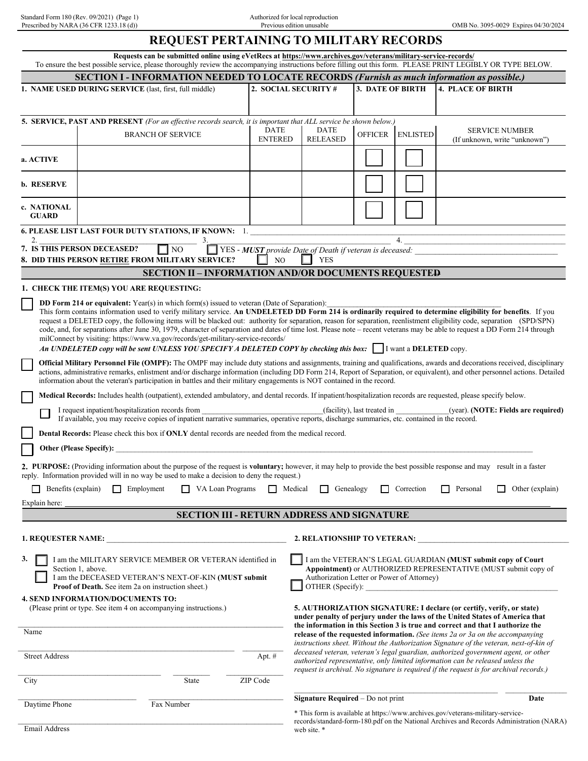Standard Form 180 (Rev. 09/2021) (Page 1)
Prescribed by NARA (36 CFR 1233.18 (d))

Authorized for local reproduction
Previous edition unusable

OMB No. 3095-0029 Expires 04/30/2024

# REQUEST PERTAINING TO MILITARY RECORDS

**Requests can be submitted online using eVetRecs at https://www.archives.gov/veterans/military-service-records/**

To ensure the best possible service, please thoroughly review the accompanying instructions before filling out this form. PLEASE PRINT LEGIBLY OR TYPE BELOW.

## SECTION I - INFORMATION NEEDED TO LOCATE RECORDS *(Furnish as much information as possible.)*

| 1. NAME USED DURING SERVICE (last, first, full middle) | 2. SOCIAL SECURITY # | 3. DATE OF BIRTH | 4. PLACE OF BIRTH |
|---|---|---|---|
| | | | |

**5. SERVICE, PAST AND PRESENT** *(For an effective records search, it is important that ALL service be shown below.)*

| | BRANCH OF SERVICE | DATE ENTERED | DATE RELEASED | OFFICER | ENLISTED | SERVICE NUMBER (If unknown, write "unknown") |
|---|---|---|---|---|---|---|
| a. ACTIVE | | | | ☐ | ☐ | |
| b. RESERVE | | | | ☐ | ☐ | |
| c. NATIONAL GUARD | | | | ☐ | ☐ | |

**6. PLEASE LIST LAST FOUR DUTY STATIONS, IF KNOWN:** 1. ____________ 2. ____________ 3. ____________ 4. ____________

**7. IS THIS PERSON DECEASED?** ☐ NO ☐ YES - ***MUST*** *provide Date of Death if veteran is deceased:* ____________

**8. DID THIS PERSON RETIRE FROM MILITARY SERVICE?** ☐ NO ☐ YES

## SECTION II – INFORMATION AND/OR DOCUMENTS REQUESTED

**1. CHECK THE ITEM(S) YOU ARE REQUESTING:**

☐ **DD Form 214 or equivalent:** Year(s) in which form(s) issued to veteran (Date of Separation): ____________
This form contains information used to verify military service. **An UNDELETED DD Form 214 is ordinarily required to determine eligibility for benefits**. If you request a DELETED copy, the following items will be blacked out: authority for separation, reason for separation, reenlistment eligibility code, separation (SPD/SPN) code, and, for separations after June 30, 1979, character of separation and dates of time lost. Please note – recent veterans may be able to request a DD Form 214 through milConnect by visiting: https://www.va.gov/records/get-military-service-records/
***An UNDELETED copy will be sent UNLESS YOU SPECIFY A DELETED COPY by checking this box:*** ☐ I want a **DELETED** copy.

☐ **Official Military Personnel File (OMPF):** The OMPF may include duty stations and assignments, training and qualifications, awards and decorations received, disciplinary actions, administrative remarks, enlistment and/or discharge information (including DD Form 214, Report of Separation, or equivalent), and other personnel actions. Detailed information about the veteran's participation in battles and their military engagements is NOT contained in the record.

☐ **Medical Records:** Includes health (outpatient), extended ambulatory, and dental records. If inpatient/hospitalization records are requested, please specify below.

☐ I request inpatient/hospitalization records from ____________(facility), last treated in ____________(year). **(NOTE: Fields are required)**
If available, you may receive copies of inpatient narrative summaries, operative reports, discharge summaries, etc. contained in the record.

☐ **Dental Records:** Please check this box if **ONLY** dental records are needed from the medical record.

☐ **Other (Please Specify):** ____________

**2. PURPOSE:** (Providing information about the purpose of the request is **voluntary;** however, it may help to provide the best possible response and may result in a faster reply. Information provided will in no way be used to make a decision to deny the request.)

☐ Benefits (explain) ☐ Employment ☐ VA Loan Programs ☐ Medical ☐ Genealogy ☐ Correction ☐ Personal ☐ Other (explain)

Explain here: ____________

## SECTION III - RETURN ADDRESS AND SIGNATURE

**1. REQUESTER NAME:** ____________

**2. RELATIONSHIP TO VETERAN:** ____________

**3.**
☐ I am the MILITARY SERVICE MEMBER OR VETERAN identified in Section 1, above.
☐ I am the DECEASED VETERAN'S NEXT-OF-KIN **(MUST submit Proof of Death.** See item 2a on instruction sheet.)
☐ I am the VETERAN'S LEGAL GUARDIAN **(MUST submit copy of Court Appointment)** or AUTHORIZED REPRESENTATIVE (MUST submit copy of Authorization Letter or Power of Attorney)
☐ OTHER (Specify): ____________

**4. SEND INFORMATION/DOCUMENTS TO:**
(Please print or type. See item 4 on accompanying instructions.)

Name ____________

Street Address ____________ Apt. # ____________

City ____________ State ____________ ZIP Code ____________

Daytime Phone ____________ Fax Number ____________

Email Address ____________

**5. AUTHORIZATION SIGNATURE: I declare (or certify, verify, or state) under penalty of perjury under the laws of the United States of America that the information in this Section 3 is true and correct and that I authorize the release of the requested information.** *(See items 2a or 3a on the accompanying instructions sheet. Without the Authorization Signature of the veteran, next-of-kin of deceased veteran, veteran's legal guardian, authorized government agent, or other authorized representative, only limited information can be released unless the request is archival. No signature is required if the request is for archival records.)*

**Signature Required** – Do not print ____________ **Date** ____________

\* This form is available at https://www.archives.gov/veterans-military-service-records/standard-form-180.pdf on the National Archives and Records Administration (NARA) web site. *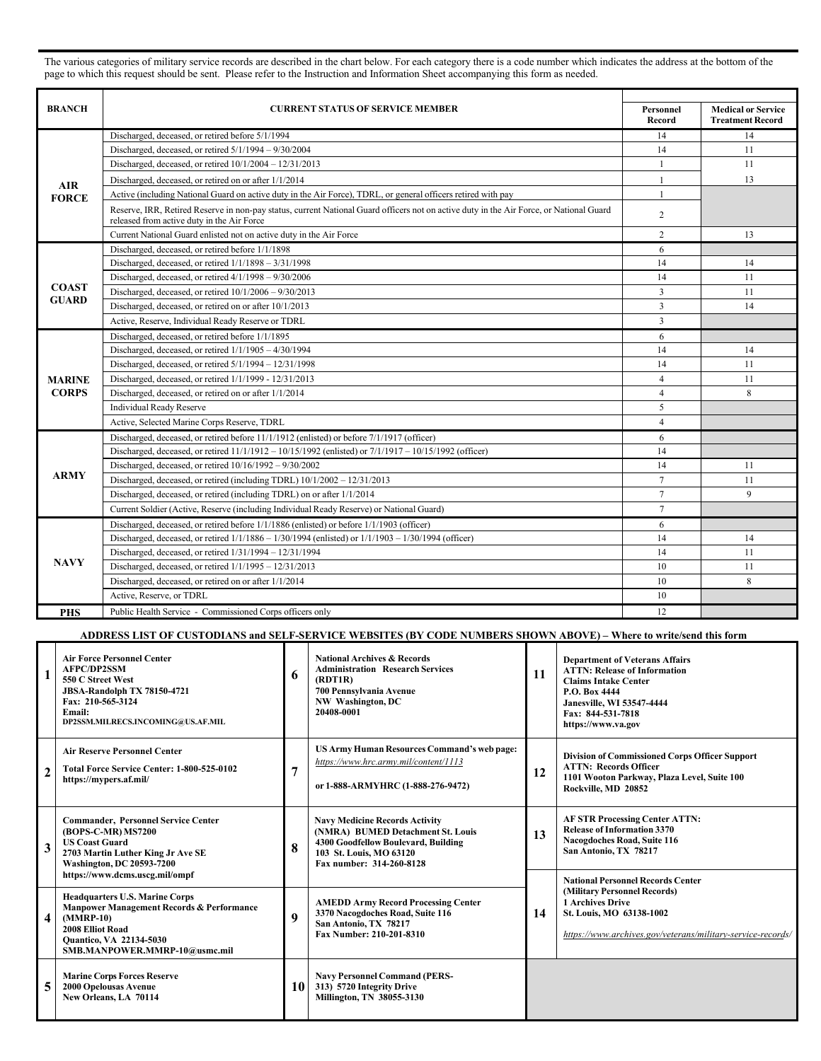The various categories of military service records are described in the chart below. For each category there is a code number which indicates the address at the bottom of the page to which this request should be sent. Please refer to the Instruction and Information Sheet accompanying this form as needed.

| BRANCH | CURRENT STATUS OF SERVICE MEMBER | Personnel Record | Medical or Service Treatment Record |
|---|---|---|---|
| AIR FORCE | Discharged, deceased, or retired before 5/1/1994 | 14 | 14 |
| | Discharged, deceased, or retired 5/1/1994 – 9/30/2004 | 14 | 11 |
| | Discharged, deceased, or retired 10/1/2004 – 12/31/2013 | 1 | 11 |
| | Discharged, deceased, or retired on or after 1/1/2014 | 1 | 13 |
| | Active (including National Guard on active duty in the Air Force), TDRL, or general officers retired with pay | 1 | |
| | Reserve, IRR, Retired Reserve in non-pay status, current National Guard officers not on active duty in the Air Force, or National Guard released from active duty in the Air Force | 2 | |
| | Current National Guard enlisted not on active duty in the Air Force | 2 | 13 |
| COAST GUARD | Discharged, deceased, or retired before 1/1/1898 | 6 | |
| | Discharged, deceased, or retired 1/1/1898 – 3/31/1998 | 14 | 14 |
| | Discharged, deceased, or retired 4/1/1998 – 9/30/2006 | 14 | 11 |
| | Discharged, deceased, or retired 10/1/2006 – 9/30/2013 | 3 | 11 |
| | Discharged, deceased, or retired on or after 10/1/2013 | 3 | 14 |
| | Active, Reserve, Individual Ready Reserve or TDRL | 3 | |
| MARINE CORPS | Discharged, deceased, or retired before 1/1/1895 | 6 | |
| | Discharged, deceased, or retired 1/1/1905 – 4/30/1994 | 14 | 14 |
| | Discharged, deceased, or retired 5/1/1994 – 12/31/1998 | 14 | 11 |
| | Discharged, deceased, or retired 1/1/1999 - 12/31/2013 | 4 | 11 |
| | Discharged, deceased, or retired on or after 1/1/2014 | 4 | 8 |
| | Individual Ready Reserve | 5 | |
| | Active, Selected Marine Corps Reserve, TDRL | 4 | |
| ARMY | Discharged, deceased, or retired before 11/1/1912 (enlisted) or before 7/1/1917 (officer) | 6 | |
| | Discharged, deceased, or retired 11/1/1912 – 10/15/1992 (enlisted) or 7/1/1917 – 10/15/1992 (officer) | 14 | |
| | Discharged, deceased, or retired 10/16/1992 – 9/30/2002 | 14 | 11 |
| | Discharged, deceased, or retired (including TDRL) 10/1/2002 – 12/31/2013 | 7 | 11 |
| | Discharged, deceased, or retired (including TDRL) on or after 1/1/2014 | 7 | 9 |
| | Current Soldier (Active, Reserve (including Individual Ready Reserve) or National Guard) | 7 | |
| NAVY | Discharged, deceased, or retired before 1/1/1886 (enlisted) or before 1/1/1903 (officer) | 6 | |
| | Discharged, deceased, or retired 1/1/1886 – 1/30/1994 (enlisted) or 1/1/1903 – 1/30/1994 (officer) | 14 | 14 |
| | Discharged, deceased, or retired 1/31/1994 – 12/31/1994 | 14 | 11 |
| | Discharged, deceased, or retired 1/1/1995 – 12/31/2013 | 10 | 11 |
| | Discharged, deceased, or retired on or after 1/1/2014 | 10 | 8 |
| | Active, Reserve, or TDRL | 10 | |
| PHS | Public Health Service - Commissioned Corps officers only | 12 | |

**ADDRESS LIST OF CUSTODIANS and SELF-SERVICE WEBSITES (BY CODE NUMBERS SHOWN ABOVE) – Where to write/send this form**

| | | | | | |
|---|---|---|---|---|---|
| **1** | **Air Force Personnel Center AFPC/DP2SSM 550 C Street West JBSA-Randolph TX 78150-4721 Fax: 210-565-3124 Email: DP2SSM.MILRECS.INCOMING@US.AF.MIL** | **6** | **National Archives & Records Administration Research Services (RDT1R) 700 Pennsylvania Avenue NW Washington, DC 20408-0001** | **11** | **Department of Veterans Affairs ATTN: Release of Information Claims Intake Center P.O. Box 4444 Janesville, WI 53547-4444 Fax: 844-531-7818 https://www.va.gov** |
| **2** | **Air Reserve Personnel Center Total Force Service Center: 1-800-525-0102 https://mypers.af.mil/** | **7** | **US Army Human Resources Command's web page:** *https://www.hrc.army.mil/content/1113* **or 1-888-ARMYHRC (1-888-276-9472)** | **12** | **Division of Commissioned Corps Officer Support ATTN: Records Officer 1101 Wooton Parkway, Plaza Level, Suite 100 Rockville, MD 20852** |
| **3** | **Commander, Personnel Service Center (BOPS-C-MR) MS7200 US Coast Guard 2703 Martin Luther King Jr Ave SE Washington, DC 20593-7200 https://www.dcms.uscg.mil/ompf** | **8** | **Navy Medicine Records Activity (NMRA) BUMED Detachment St. Louis 4300 Goodfellow Boulevard, Building 103 St. Louis, MO 63120 Fax number: 314-260-8128** | **13** | **AF STR Processing Center ATTN: Release of Information 3370 Nacogdoches Road, Suite 116 San Antonio, TX 78217** |
| **4** | **Headquarters U.S. Marine Corps Manpower Management Records & Performance (MMRP-10) 2008 Elliot Road Quantico, VA 22134-5030 SMB.MANPOWER.MMRP-10@usmc.mil** | **9** | **AMEDD Army Record Processing Center 3370 Nacogdoches Road, Suite 116 San Antonio, TX 78217 Fax Number: 210-201-8310** | **14** | **National Personnel Records Center (Military Personnel Records) 1 Archives Drive St. Louis, MO 63138-1002** *https://www.archives.gov/veterans/military-service-records/* |
| **5** | **Marine Corps Forces Reserve 2000 Opelousas Avenue New Orleans, LA 70114** | **10** | **Navy Personnel Command (PERS-313) 5720 Integrity Drive Millington, TN 38055-3130** | | |